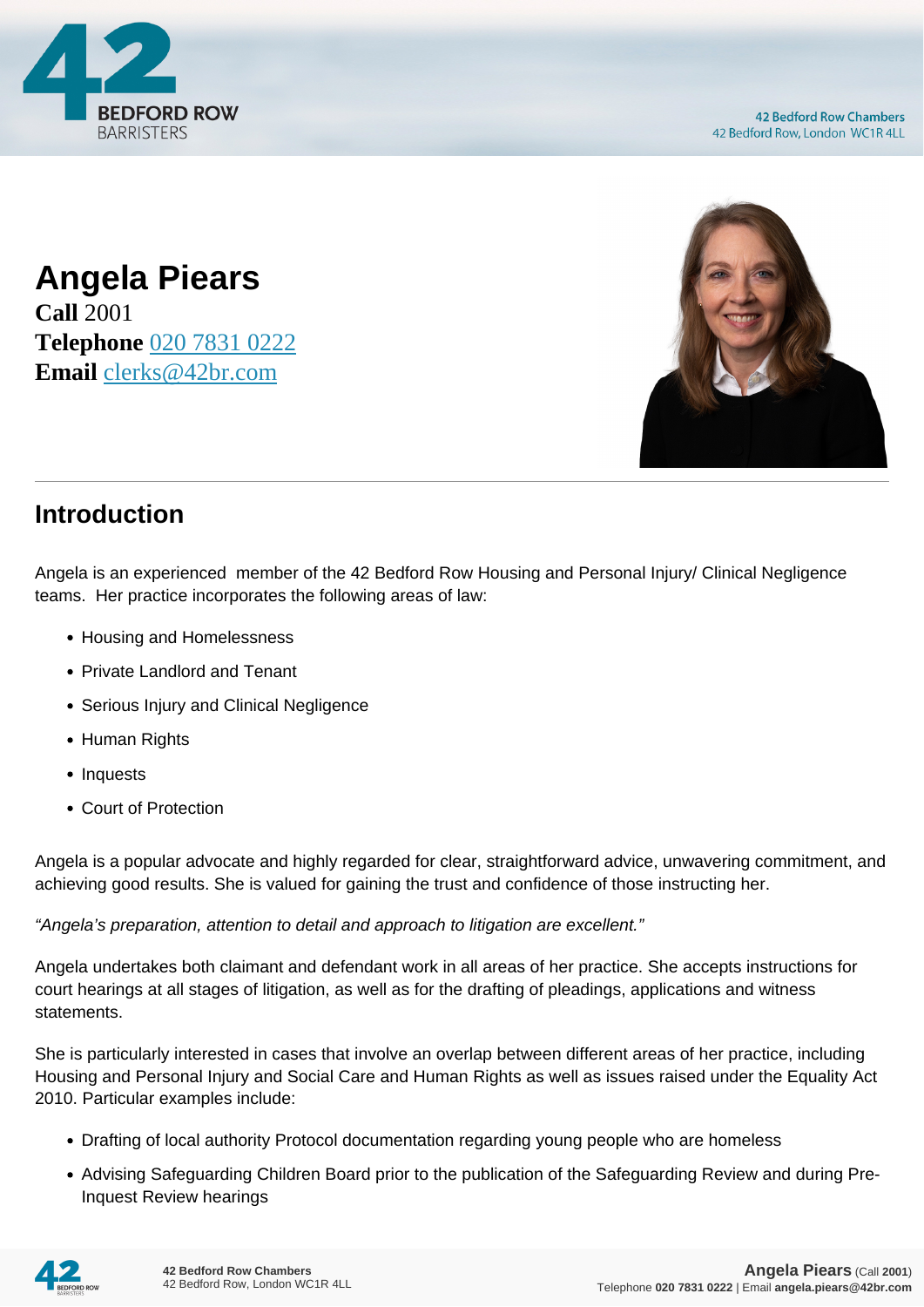# Angela Piears

**Call** 2001
**Telephone** 020 7831 0222
**Email** clerks@42br.com

## Introduction

Angela is an experienced member of the 42 Bedford Row Housing and Personal Injury/ Clinical Negligence teams. Her practice incorporates the following areas of law:

- Housing and Homelessness
- Private Landlord and Tenant
- Serious Injury and Clinical Negligence
- Human Rights
- Inquests
- Court of Protection

Angela is a popular advocate and highly regarded for clear, straightforward advice, unwavering commitment, and achieving good results. She is valued for gaining the trust and confidence of those instructing her.

*"Angela's preparation, attention to detail and approach to litigation are excellent."*

Angela undertakes both claimant and defendant work in all areas of her practice. She accepts instructions for court hearings at all stages of litigation, as well as for the drafting of pleadings, applications and witness statements.

She is particularly interested in cases that involve an overlap between different areas of her practice, including Housing and Personal Injury and Social Care and Human Rights as well as issues raised under the Equality Act 2010. Particular examples include:

- Drafting of local authority Protocol documentation regarding young people who are homeless
- Advising Safeguarding Children Board prior to the publication of the Safeguarding Review and during Pre-Inquest Review hearings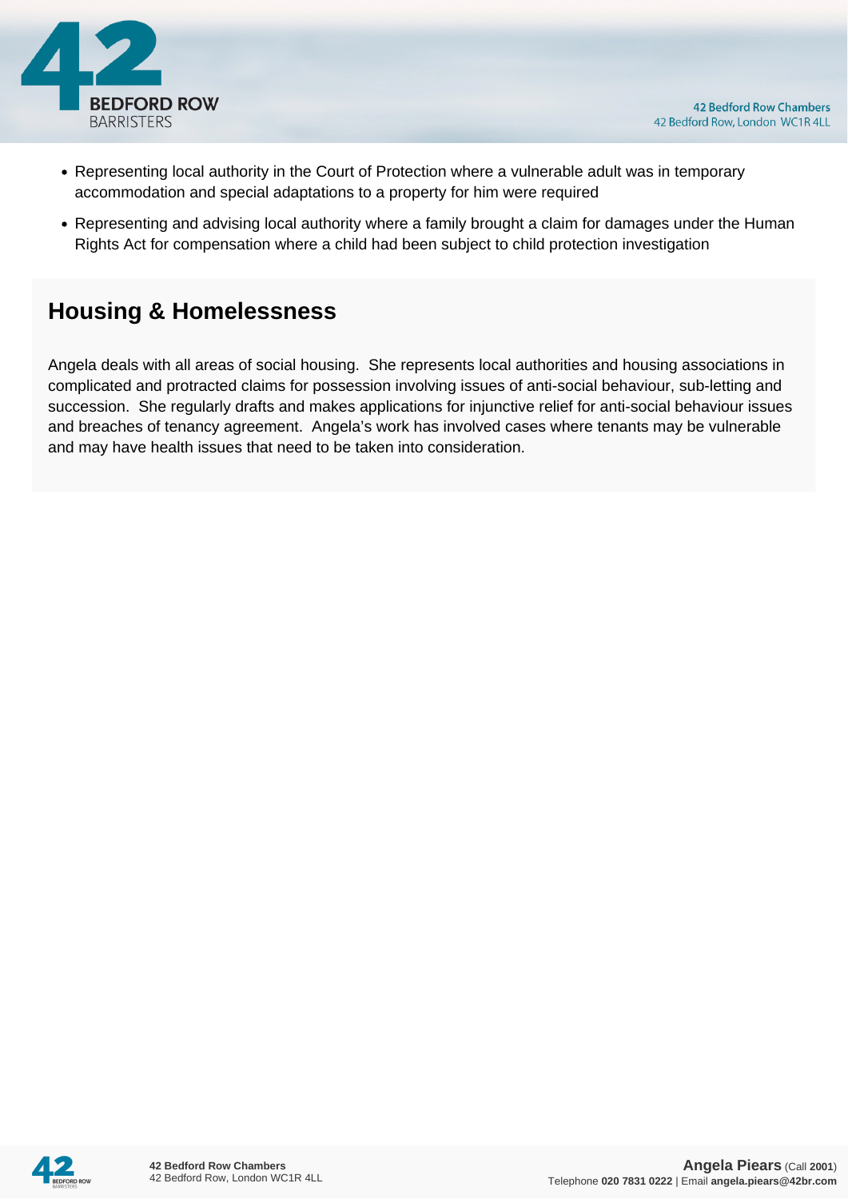- Representing local authority in the Court of Protection where a vulnerable adult was in temporary accommodation and special adaptations to a property for him were required
- Representing and advising local authority where a family brought a claim for damages under the Human Rights Act for compensation where a child had been subject to child protection investigation

## Housing & Homelessness

Angela deals with all areas of social housing. She represents local authorities and housing associations in complicated and protracted claims for possession involving issues of anti-social behaviour, sub-letting and succession. She regularly drafts and makes applications for injunctive relief for anti-social behaviour issues and breaches of tenancy agreement. Angela's work has involved cases where tenants may be vulnerable and may have health issues that need to be taken into consideration.